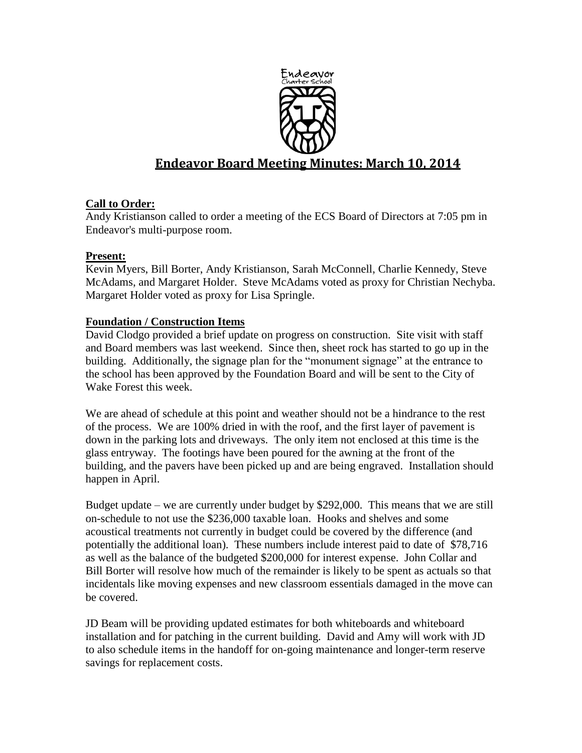# Endeavor Board Meeting Minutes: March 10, 2014

**Call to Order:**

Andy Kristianson called to order a meeting of the ECS Board of Directors at 7:05 pm in Endeavor's multi-purpose room.

**Present:**

Kevin Myers, Bill Borter, Andy Kristianson, Sarah McConnell, Charlie Kennedy, Steve McAdams, and Margaret Holder. Steve McAdams voted as proxy for Christian Nechyba. Margaret Holder voted as proxy for Lisa Springle.

**Foundation / Construction Items**

David Clodgo provided a brief update on progress on construction. Site visit with staff and Board members was last weekend. Since then, sheet rock has started to go up in the building. Additionally, the signage plan for the "monument signage" at the entrance to the school has been approved by the Foundation Board and will be sent to the City of Wake Forest this week.

We are ahead of schedule at this point and weather should not be a hindrance to the rest of the process. We are 100% dried in with the roof, and the first layer of pavement is down in the parking lots and driveways. The only item not enclosed at this time is the glass entryway. The footings have been poured for the awning at the front of the building, and the pavers have been picked up and are being engraved. Installation should happen in April.

Budget update – we are currently under budget by $292,000. This means that we are still on-schedule to not use the $236,000 taxable loan. Hooks and shelves and some acoustical treatments not currently in budget could be covered by the difference (and potentially the additional loan). These numbers include interest paid to date of $78,716 as well as the balance of the budgeted $200,000 for interest expense. John Collar and Bill Borter will resolve how much of the remainder is likely to be spent as actuals so that incidentals like moving expenses and new classroom essentials damaged in the move can be covered.

JD Beam will be providing updated estimates for both whiteboards and whiteboard installation and for patching in the current building. David and Amy will work with JD to also schedule items in the handoff for on-going maintenance and longer-term reserve savings for replacement costs.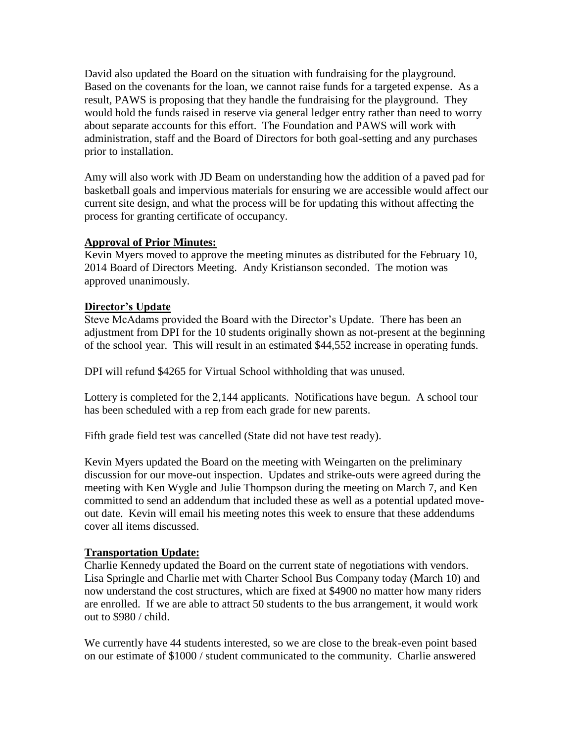David also updated the Board on the situation with fundraising for the playground. Based on the covenants for the loan, we cannot raise funds for a targeted expense. As a result, PAWS is proposing that they handle the fundraising for the playground. They would hold the funds raised in reserve via general ledger entry rather than need to worry about separate accounts for this effort. The Foundation and PAWS will work with administration, staff and the Board of Directors for both goal-setting and any purchases prior to installation.

Amy will also work with JD Beam on understanding how the addition of a paved pad for basketball goals and impervious materials for ensuring we are accessible would affect our current site design, and what the process will be for updating this without affecting the process for granting certificate of occupancy.

**Approval of Prior Minutes:**

Kevin Myers moved to approve the meeting minutes as distributed for the February 10, 2014 Board of Directors Meeting. Andy Kristianson seconded. The motion was approved unanimously.

**Director's Update**

Steve McAdams provided the Board with the Director's Update. There has been an adjustment from DPI for the 10 students originally shown as not-present at the beginning of the school year. This will result in an estimated $44,552 increase in operating funds.

DPI will refund $4265 for Virtual School withholding that was unused.

Lottery is completed for the 2,144 applicants. Notifications have begun. A school tour has been scheduled with a rep from each grade for new parents.

Fifth grade field test was cancelled (State did not have test ready).

Kevin Myers updated the Board on the meeting with Weingarten on the preliminary discussion for our move-out inspection. Updates and strike-outs were agreed during the meeting with Ken Wygle and Julie Thompson during the meeting on March 7, and Ken committed to send an addendum that included these as well as a potential updated move-out date. Kevin will email his meeting notes this week to ensure that these addendums cover all items discussed.

**Transportation Update:**

Charlie Kennedy updated the Board on the current state of negotiations with vendors. Lisa Springle and Charlie met with Charter School Bus Company today (March 10) and now understand the cost structures, which are fixed at $4900 no matter how many riders are enrolled. If we are able to attract 50 students to the bus arrangement, it would work out to $980 / child.

We currently have 44 students interested, so we are close to the break-even point based on our estimate of $1000 / student communicated to the community. Charlie answered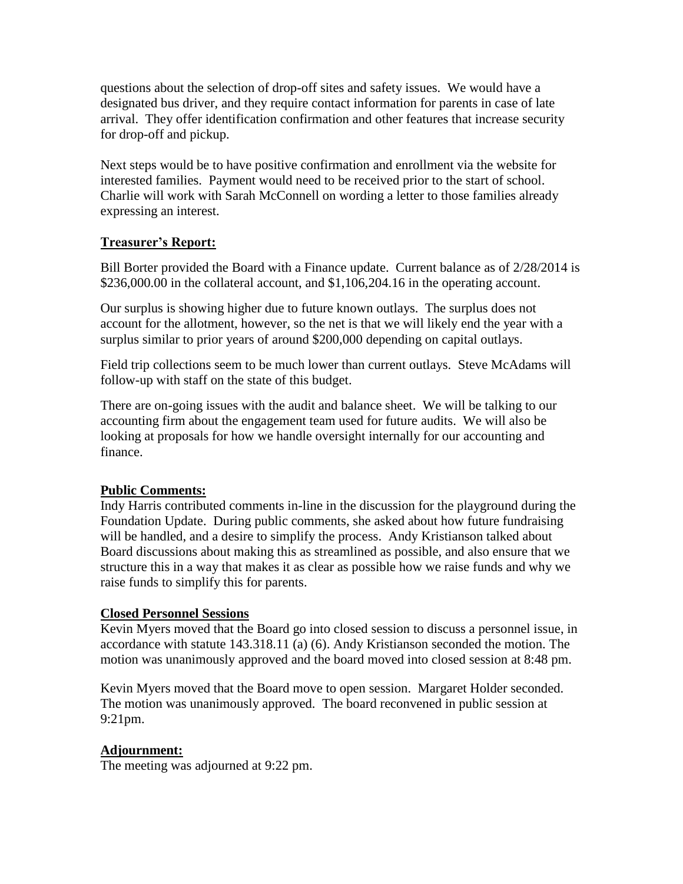questions about the selection of drop-off sites and safety issues. We would have a designated bus driver, and they require contact information for parents in case of late arrival. They offer identification confirmation and other features that increase security for drop-off and pickup.

Next steps would be to have positive confirmation and enrollment via the website for interested families. Payment would need to be received prior to the start of school. Charlie will work with Sarah McConnell on wording a letter to those families already expressing an interest.

## Treasurer's Report:

Bill Borter provided the Board with a Finance update. Current balance as of 2/28/2014 is $236,000.00 in the collateral account, and $1,106,204.16 in the operating account.

Our surplus is showing higher due to future known outlays. The surplus does not account for the allotment, however, so the net is that we will likely end the year with a surplus similar to prior years of around $200,000 depending on capital outlays.

Field trip collections seem to be much lower than current outlays. Steve McAdams will follow-up with staff on the state of this budget.

There are on-going issues with the audit and balance sheet. We will be talking to our accounting firm about the engagement team used for future audits. We will also be looking at proposals for how we handle oversight internally for our accounting and finance.

## Public Comments:

Indy Harris contributed comments in-line in the discussion for the playground during the Foundation Update. During public comments, she asked about how future fundraising will be handled, and a desire to simplify the process. Andy Kristianson talked about Board discussions about making this as streamlined as possible, and also ensure that we structure this in a way that makes it as clear as possible how we raise funds and why we raise funds to simplify this for parents.

## Closed Personnel Sessions

Kevin Myers moved that the Board go into closed session to discuss a personnel issue, in accordance with statute 143.318.11 (a) (6). Andy Kristianson seconded the motion. The motion was unanimously approved and the board moved into closed session at 8:48 pm.

Kevin Myers moved that the Board move to open session. Margaret Holder seconded. The motion was unanimously approved. The board reconvened in public session at 9:21pm.

## Adjournment:

The meeting was adjourned at 9:22 pm.